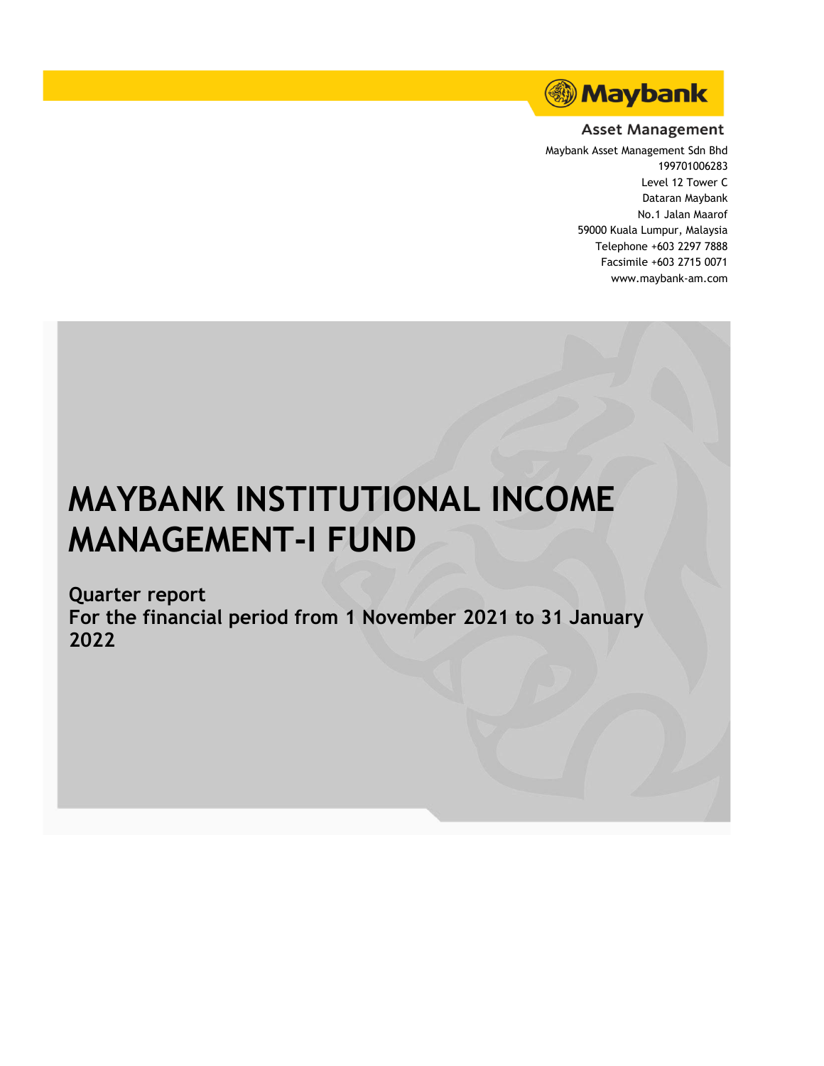Maybank

Asset Management

Maybank Asset Management Sdn Bhd
199701006283
Level 12 Tower C
Dataran Maybank
No.1 Jalan Maarof
59000 Kuala Lumpur, Malaysia
Telephone +603 2297 7888
Facsimile +603 2715 0071
www.maybank-am.com

# MAYBANK INSTITUTIONAL INCOME MANAGEMENT-I FUND

## Quarter report
## For the financial period from 1 November 2021 to 31 January 2022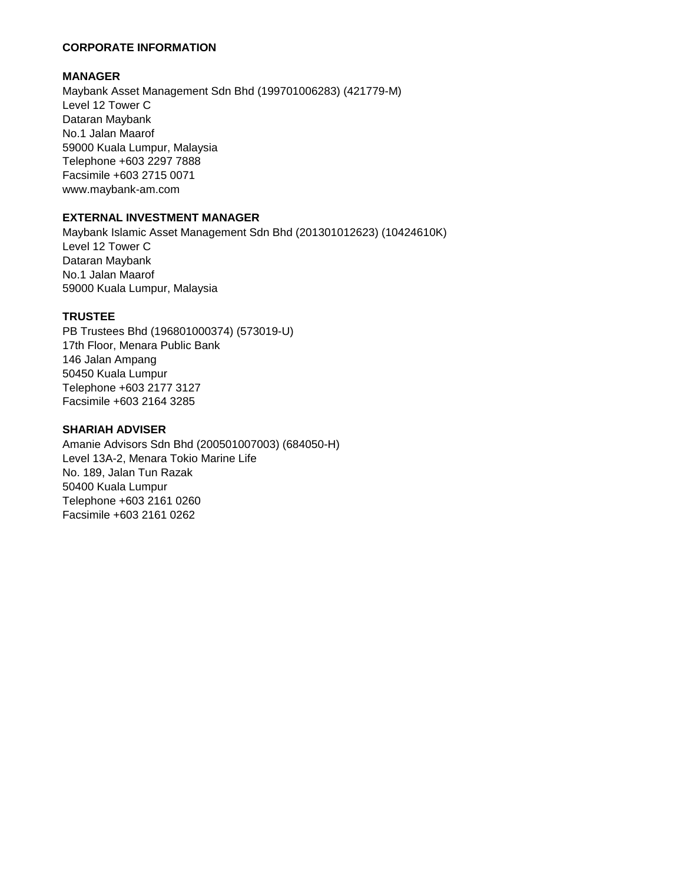# CORPORATE INFORMATION

## MANAGER

Maybank Asset Management Sdn Bhd (199701006283) (421779-M)
Level 12 Tower C
Dataran Maybank
No.1 Jalan Maarof
59000 Kuala Lumpur, Malaysia
Telephone +603 2297 7888
Facsimile +603 2715 0071
www.maybank-am.com

## EXTERNAL INVESTMENT MANAGER

Maybank Islamic Asset Management Sdn Bhd (201301012623) (10424610K)
Level 12 Tower C
Dataran Maybank
No.1 Jalan Maarof
59000 Kuala Lumpur, Malaysia

## TRUSTEE

PB Trustees Bhd (196801000374) (573019-U)
17th Floor, Menara Public Bank
146 Jalan Ampang
50450 Kuala Lumpur
Telephone +603 2177 3127
Facsimile +603 2164 3285

## SHARIAH ADVISER

Amanie Advisors Sdn Bhd (200501007003) (684050-H)
Level 13A-2, Menara Tokio Marine Life
No. 189, Jalan Tun Razak
50400 Kuala Lumpur
Telephone +603 2161 0260
Facsimile +603 2161 0262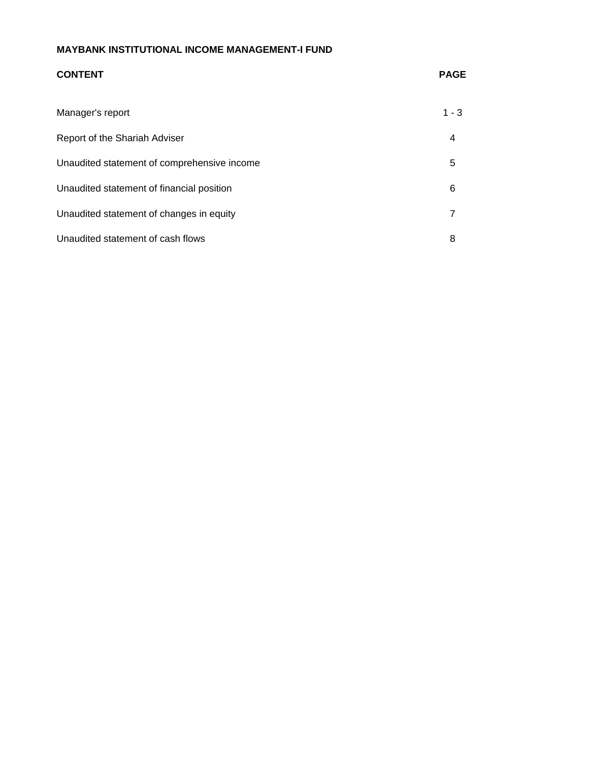**MAYBANK INSTITUTIONAL INCOME MANAGEMENT-I FUND**

| **CONTENT** | **PAGE** |
| --- | --- |
| Manager's report | 1 - 3 |
| Report of the Shariah Adviser | 4 |
| Unaudited statement of comprehensive income | 5 |
| Unaudited statement of financial position | 6 |
| Unaudited statement of changes in equity | 7 |
| Unaudited statement of cash flows | 8 |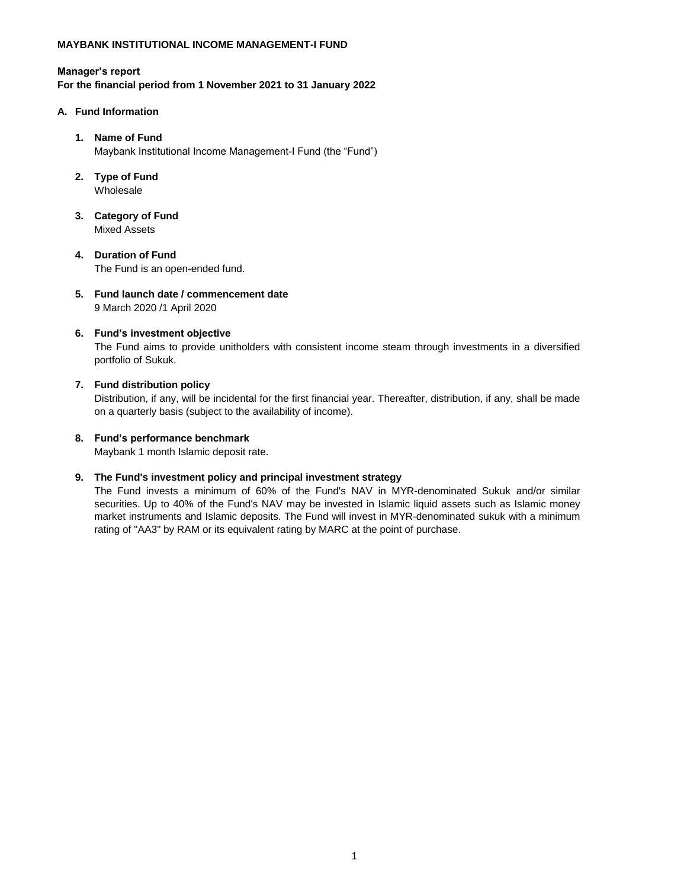**MAYBANK INSTITUTIONAL INCOME MANAGEMENT-I FUND**

**Manager's report**
**For the financial period from 1 November 2021 to 31 January 2022**

## A. Fund Information

1. **Name of Fund**
   Maybank Institutional Income Management-I Fund (the "Fund")

2. **Type of Fund**
   Wholesale

3. **Category of Fund**
   Mixed Assets

4. **Duration of Fund**
   The Fund is an open-ended fund.

5. **Fund launch date / commencement date**
   9 March 2020 /1 April 2020

6. **Fund's investment objective**
   The Fund aims to provide unitholders with consistent income steam through investments in a diversified portfolio of Sukuk.

7. **Fund distribution policy**
   Distribution, if any, will be incidental for the first financial year. Thereafter, distribution, if any, shall be made on a quarterly basis (subject to the availability of income).

8. **Fund's performance benchmark**
   Maybank 1 month Islamic deposit rate.

9. **The Fund's investment policy and principal investment strategy**
   The Fund invests a minimum of 60% of the Fund's NAV in MYR-denominated Sukuk and/or similar securities. Up to 40% of the Fund's NAV may be invested in Islamic liquid assets such as Islamic money market instruments and Islamic deposits. The Fund will invest in MYR-denominated sukuk with a minimum rating of "AA3" by RAM or its equivalent rating by MARC at the point of purchase.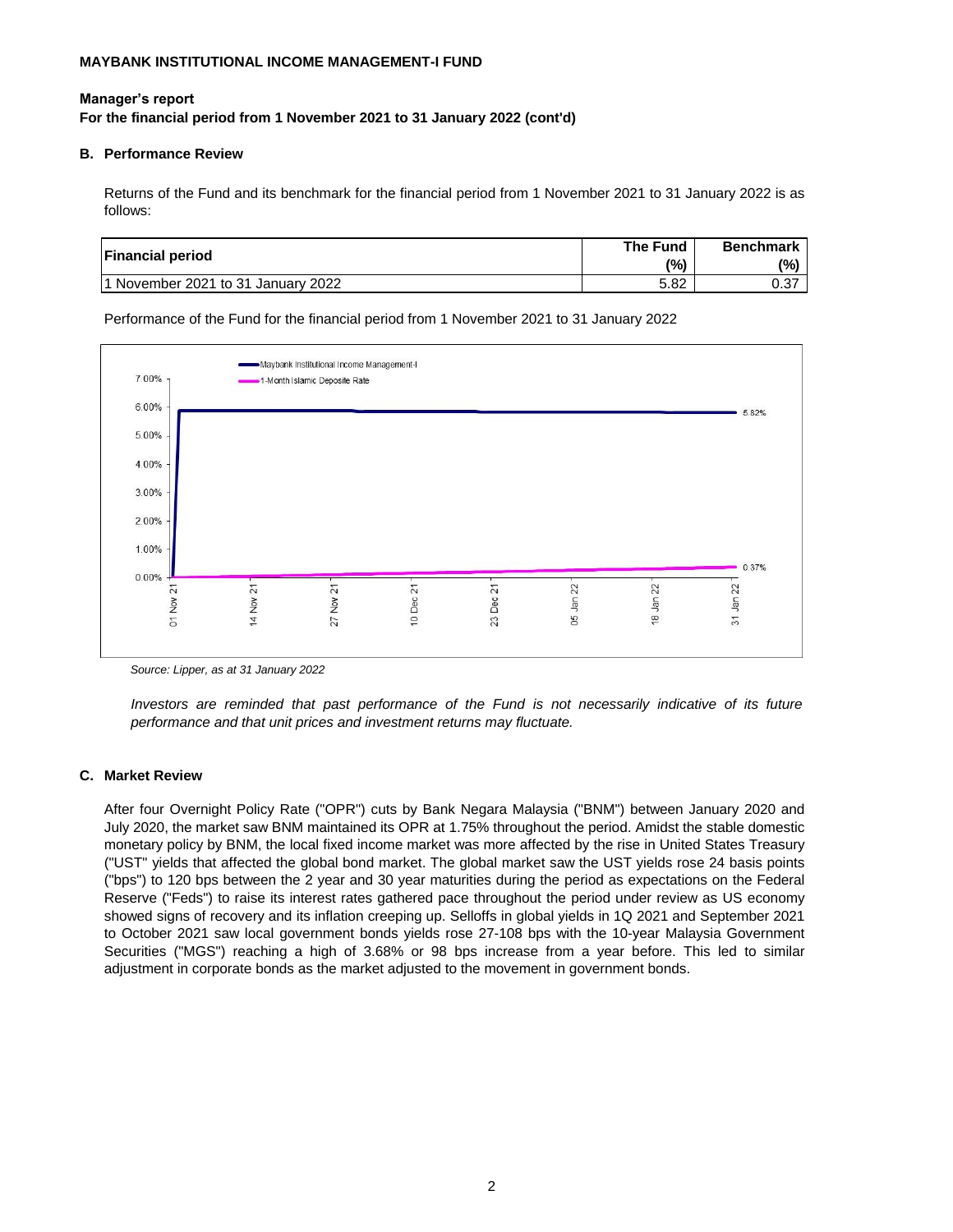**MAYBANK INSTITUTIONAL INCOME MANAGEMENT-I FUND**

**Manager's report**
**For the financial period from 1 November 2021 to 31 January 2022 (cont'd)**

### B. Performance Review

Returns of the Fund and its benchmark for the financial period from 1 November 2021 to 31 January 2022 is as follows:

| Financial period | The Fund (%) | Benchmark (%) |
|---|---|---|
| 1 November 2021 to 31 January 2022 | 5.82 | 0.37 |

Performance of the Fund for the financial period from 1 November 2021 to 31 January 2022

*Source: Lipper, as at 31 January 2022*

*Investors are reminded that past performance of the Fund is not necessarily indicative of its future performance and that unit prices and investment returns may fluctuate.*

### C. Market Review

After four Overnight Policy Rate ("OPR") cuts by Bank Negara Malaysia ("BNM") between January 2020 and July 2020, the market saw BNM maintained its OPR at 1.75% throughout the period. Amidst the stable domestic monetary policy by BNM, the local fixed income market was more affected by the rise in United States Treasury ("UST" yields that affected the global bond market. The global market saw the UST yields rose 24 basis points ("bps") to 120 bps between the 2 year and 30 year maturities during the period as expectations on the Federal Reserve ("Feds") to raise its interest rates gathered pace throughout the period under review as US economy showed signs of recovery and its inflation creeping up. Selloffs in global yields in 1Q 2021 and September 2021 to October 2021 saw local government bonds yields rose 27-108 bps with the 10-year Malaysia Government Securities ("MGS") reaching a high of 3.68% or 98 bps increase from a year before. This led to similar adjustment in corporate bonds as the market adjusted to the movement in government bonds.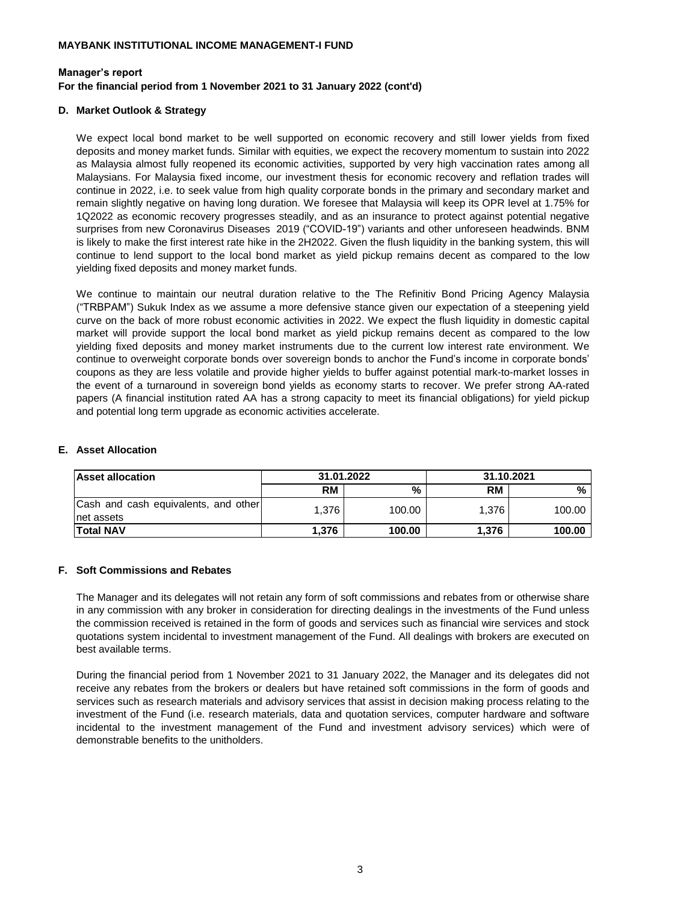**MAYBANK INSTITUTIONAL INCOME MANAGEMENT-I FUND**

**Manager's report**
**For the financial period from 1 November 2021 to 31 January 2022 (cont'd)**

### D. Market Outlook & Strategy

We expect local bond market to be well supported on economic recovery and still lower yields from fixed deposits and money market funds. Similar with equities, we expect the recovery momentum to sustain into 2022 as Malaysia almost fully reopened its economic activities, supported by very high vaccination rates among all Malaysians. For Malaysia fixed income, our investment thesis for economic recovery and reflation trades will continue in 2022, i.e. to seek value from high quality corporate bonds in the primary and secondary market and remain slightly negative on having long duration. We foresee that Malaysia will keep its OPR level at 1.75% for 1Q2022 as economic recovery progresses steadily, and as an insurance to protect against potential negative surprises from new Coronavirus Diseases 2019 ("COVID-19") variants and other unforeseen headwinds. BNM is likely to make the first interest rate hike in the 2H2022. Given the flush liquidity in the banking system, this will continue to lend support to the local bond market as yield pickup remains decent as compared to the low yielding fixed deposits and money market funds.

We continue to maintain our neutral duration relative to the The Refinitiv Bond Pricing Agency Malaysia ("TRBPAM") Sukuk Index as we assume a more defensive stance given our expectation of a steepening yield curve on the back of more robust economic activities in 2022. We expect the flush liquidity in domestic capital market will provide support the local bond market as yield pickup remains decent as compared to the low yielding fixed deposits and money market instruments due to the current low interest rate environment. We continue to overweight corporate bonds over sovereign bonds to anchor the Fund's income in corporate bonds' coupons as they are less volatile and provide higher yields to buffer against potential mark-to-market losses in the event of a turnaround in sovereign bond yields as economy starts to recover. We prefer strong AA-rated papers (A financial institution rated AA has a strong capacity to meet its financial obligations) for yield pickup and potential long term upgrade as economic activities accelerate.

### E. Asset Allocation

| Asset allocation | 31.01.2022 | | 31.10.2021 | |
|---|---|---|---|---|
| | RM | % | RM | % |
| Cash and cash equivalents, and other net assets | 1,376 | 100.00 | 1,376 | 100.00 |
| **Total NAV** | **1,376** | **100.00** | **1,376** | **100.00** |

### F. Soft Commissions and Rebates

The Manager and its delegates will not retain any form of soft commissions and rebates from or otherwise share in any commission with any broker in consideration for directing dealings in the investments of the Fund unless the commission received is retained in the form of goods and services such as financial wire services and stock quotations system incidental to investment management of the Fund. All dealings with brokers are executed on best available terms.

During the financial period from 1 November 2021 to 31 January 2022, the Manager and its delegates did not receive any rebates from the brokers or dealers but have retained soft commissions in the form of goods and services such as research materials and advisory services that assist in decision making process relating to the investment of the Fund (i.e. research materials, data and quotation services, computer hardware and software incidental to the investment management of the Fund and investment advisory services) which were of demonstrable benefits to the unitholders.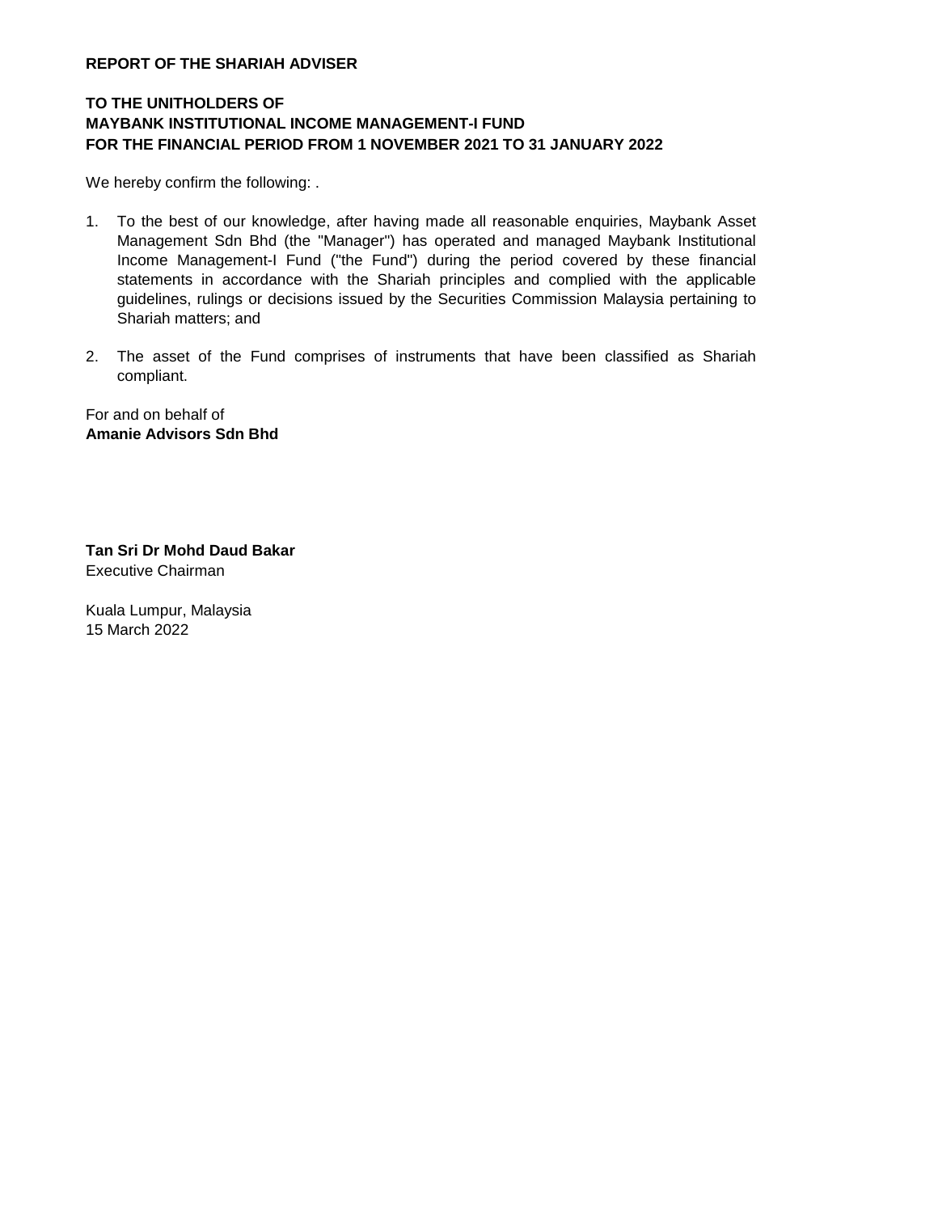**REPORT OF THE SHARIAH ADVISER**

**TO THE UNITHOLDERS OF**
**MAYBANK INSTITUTIONAL INCOME MANAGEMENT-I FUND**
**FOR THE FINANCIAL PERIOD FROM 1 NOVEMBER 2021 TO 31 JANUARY 2022**

We hereby confirm the following: .

1. To the best of our knowledge, after having made all reasonable enquiries, Maybank Asset Management Sdn Bhd (the "Manager") has operated and managed Maybank Institutional Income Management-I Fund ("the Fund") during the period covered by these financial statements in accordance with the Shariah principles and complied with the applicable guidelines, rulings or decisions issued by the Securities Commission Malaysia pertaining to Shariah matters; and

2. The asset of the Fund comprises of instruments that have been classified as Shariah compliant.

For and on behalf of
**Amanie Advisors Sdn Bhd**

**Tan Sri Dr Mohd Daud Bakar**
Executive Chairman

Kuala Lumpur, Malaysia
15 March 2022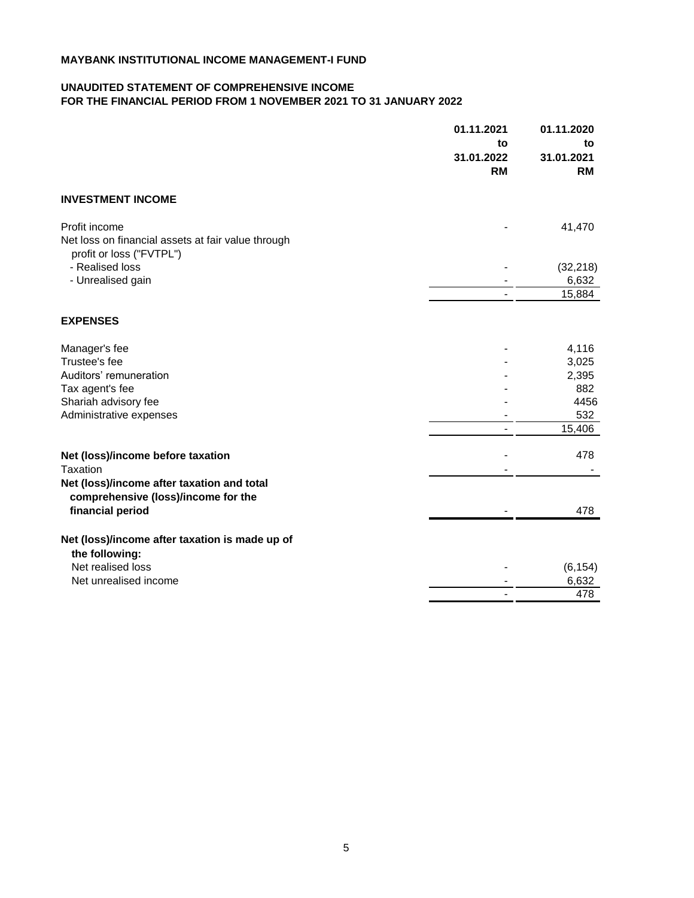**MAYBANK INSTITUTIONAL INCOME MANAGEMENT-I FUND**

**UNAUDITED STATEMENT OF COMPREHENSIVE INCOME**
**FOR THE FINANCIAL PERIOD FROM 1 NOVEMBER 2021 TO 31 JANUARY 2022**

| | 01.11.2021 to 31.01.2022 RM | 01.11.2020 to 31.01.2021 RM |
|---|---|---|
| **INVESTMENT INCOME** | | |
| Profit income | - | 41,470 |
| Net loss on financial assets at fair value through profit or loss ("FVTPL") | | |
| - Realised loss | - | (32,218) |
| - Unrealised gain | - | 6,632 |
| | - | 15,884 |
| **EXPENSES** | | |
| Manager's fee | - | 4,116 |
| Trustee's fee | - | 3,025 |
| Auditors' remuneration | - | 2,395 |
| Tax agent's fee | - | 882 |
| Shariah advisory fee | - | 4456 |
| Administrative expenses | - | 532 |
| | - | 15,406 |
| **Net (loss)/income before taxation** | - | 478 |
| Taxation | - | - |
| **Net (loss)/income after taxation and total comprehensive (loss)/income for the financial period** | - | 478 |
| **Net (loss)/income after taxation is made up of the following:** | | |
| Net realised loss | - | (6,154) |
| Net unrealised income | - | 6,632 |
| | - | 478 |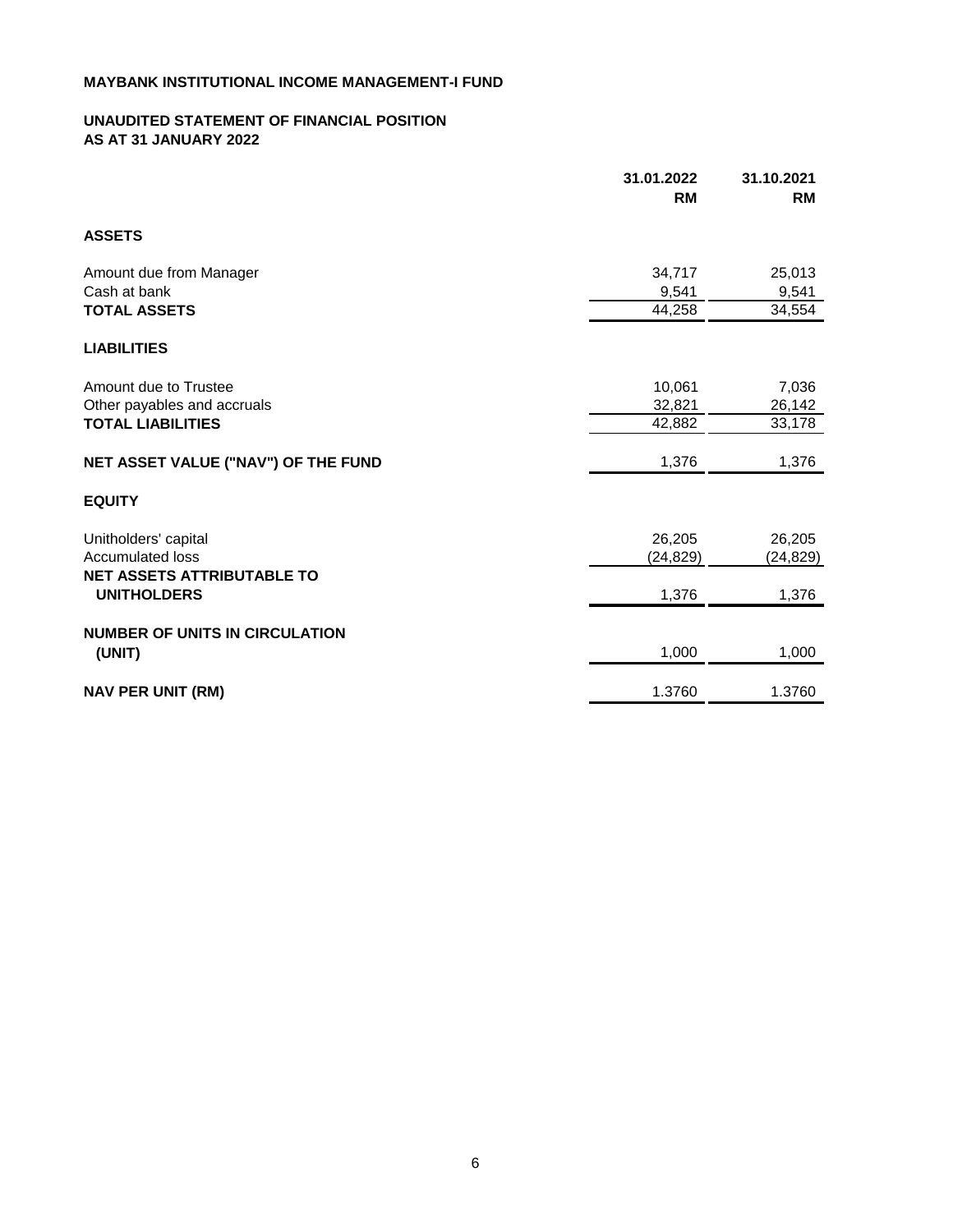**MAYBANK INSTITUTIONAL INCOME MANAGEMENT-I FUND**

**UNAUDITED STATEMENT OF FINANCIAL POSITION**
**AS AT 31 JANUARY 2022**

| | 31.01.2022<br>RM | 31.10.2021<br>RM |
|---|---|---|
| **ASSETS** | | |
| Amount due from Manager | 34,717 | 25,013 |
| Cash at bank | 9,541 | 9,541 |
| **TOTAL ASSETS** | 44,258 | 34,554 |
| **LIABILITIES** | | |
| Amount due to Trustee | 10,061 | 7,036 |
| Other payables and accruals | 32,821 | 26,142 |
| **TOTAL LIABILITIES** | 42,882 | 33,178 |
| **NET ASSET VALUE ("NAV") OF THE FUND** | 1,376 | 1,376 |
| **EQUITY** | | |
| Unitholders' capital | 26,205 | 26,205 |
| Accumulated loss | (24,829) | (24,829) |
| **NET ASSETS ATTRIBUTABLE TO UNITHOLDERS** | 1,376 | 1,376 |
| **NUMBER OF UNITS IN CIRCULATION (UNIT)** | 1,000 | 1,000 |
| **NAV PER UNIT (RM)** | 1.3760 | 1.3760 |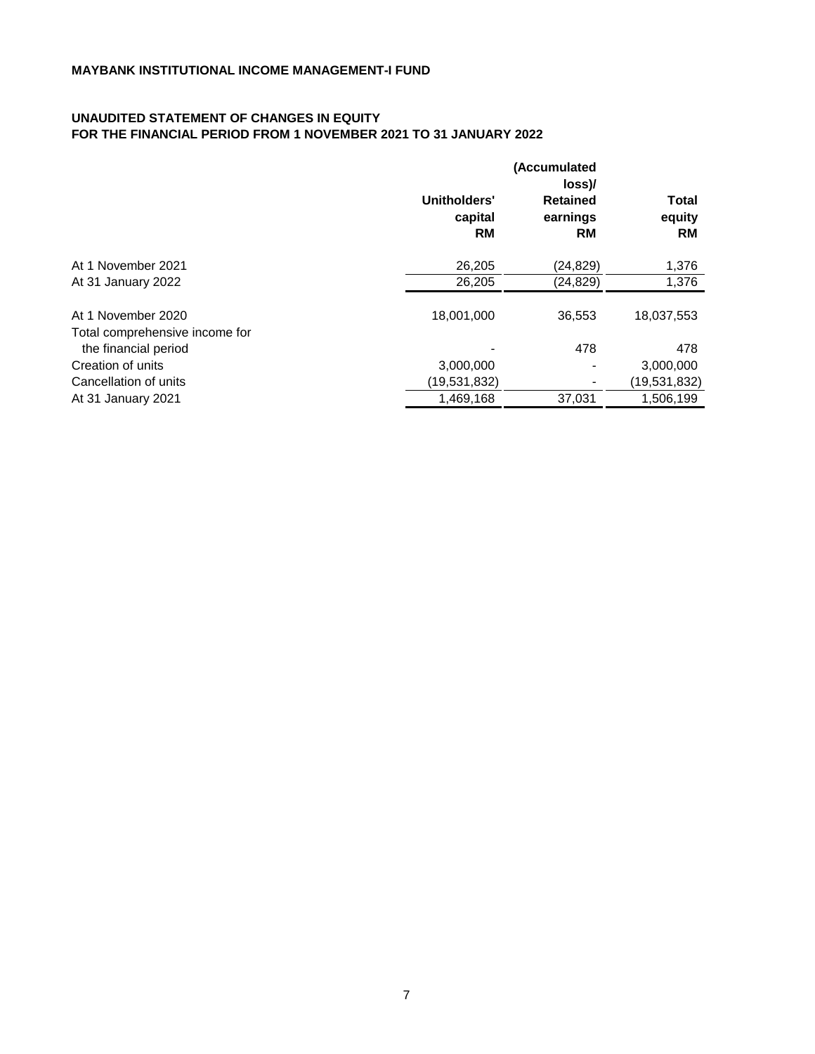**MAYBANK INSTITUTIONAL INCOME MANAGEMENT-I FUND**

**UNAUDITED STATEMENT OF CHANGES IN EQUITY**
**FOR THE FINANCIAL PERIOD FROM 1 NOVEMBER 2021 TO 31 JANUARY 2022**

| | Unitholders' capital RM | (Accumulated loss)/ Retained earnings RM | Total equity RM |
|---|---|---|---|
| At 1 November 2021 | 26,205 | (24,829) | 1,376 |
| At 31 January 2022 | 26,205 | (24,829) | 1,376 |
| | | | |
| At 1 November 2020 | 18,001,000 | 36,553 | 18,037,553 |
| Total comprehensive income for the financial period | - | 478 | 478 |
| Creation of units | 3,000,000 | - | 3,000,000 |
| Cancellation of units | (19,531,832) | - | (19,531,832) |
| At 31 January 2021 | 1,469,168 | 37,031 | 1,506,199 |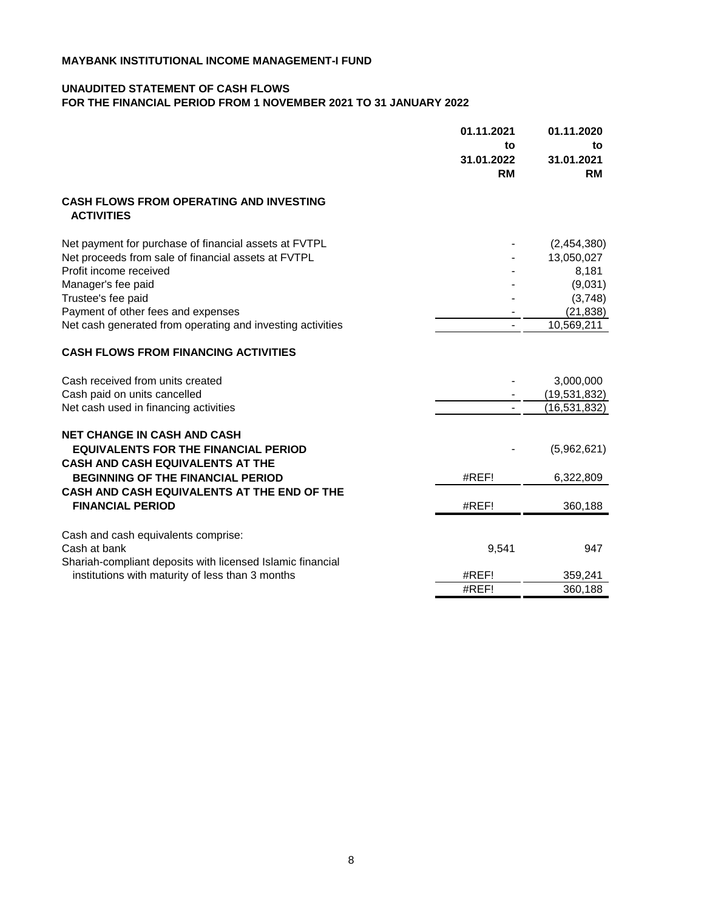**MAYBANK INSTITUTIONAL INCOME MANAGEMENT-I FUND**

**UNAUDITED STATEMENT OF CASH FLOWS**
**FOR THE FINANCIAL PERIOD FROM 1 NOVEMBER 2021 TO 31 JANUARY 2022**

| | 01.11.2021 to 31.01.2022 RM | 01.11.2020 to 31.01.2021 RM |
|---|---|---|
| **CASH FLOWS FROM OPERATING AND INVESTING ACTIVITIES** | | |
| Net payment for purchase of financial assets at FVTPL | - | (2,454,380) |
| Net proceeds from sale of financial assets at FVTPL | - | 13,050,027 |
| Profit income received | - | 8,181 |
| Manager's fee paid | - | (9,031) |
| Trustee's fee paid | - | (3,748) |
| Payment of other fees and expenses | - | (21,838) |
| Net cash generated from operating and investing activities | - | 10,569,211 |
| **CASH FLOWS FROM FINANCING ACTIVITIES** | | |
| Cash received from units created | - | 3,000,000 |
| Cash paid on units cancelled | - | (19,531,832) |
| Net cash used in financing activities | - | (16,531,832) |
| **NET CHANGE IN CASH AND CASH EQUIVALENTS FOR THE FINANCIAL PERIOD** | - | (5,962,621) |
| **CASH AND CASH EQUIVALENTS AT THE BEGINNING OF THE FINANCIAL PERIOD** | #REF! | 6,322,809 |
| **CASH AND CASH EQUIVALENTS AT THE END OF THE FINANCIAL PERIOD** | #REF! | 360,188 |
| Cash and cash equivalents comprise: | | |
| Cash at bank | 9,541 | 947 |
| Shariah-compliant deposits with licensed Islamic financial institutions with maturity of less than 3 months | #REF! | 359,241 |
| | #REF! | 360,188 |